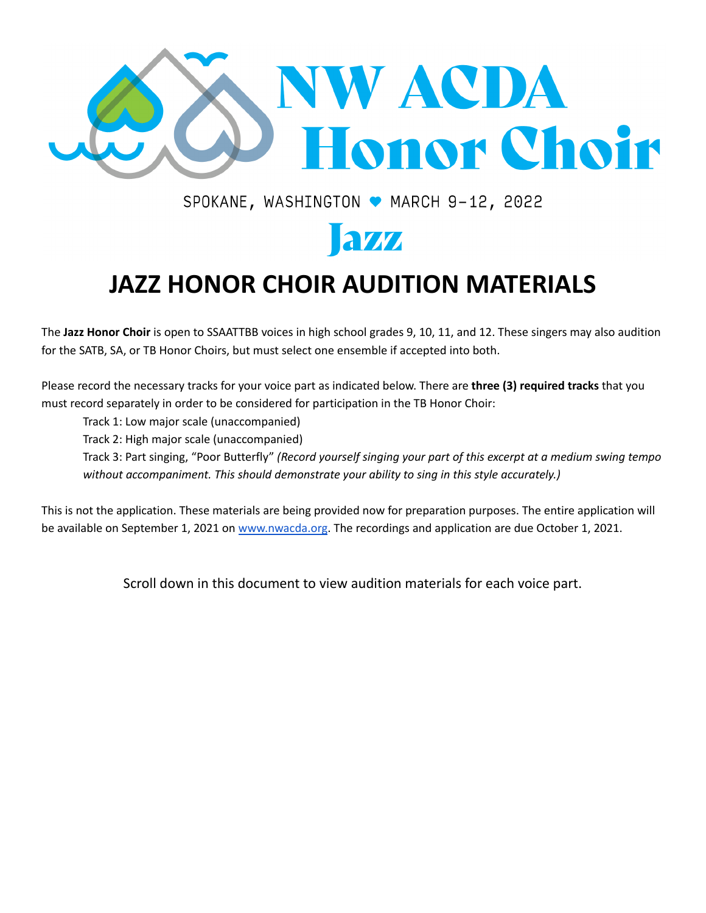# NW ACDA Honor Choir

SPOKANE, WASHINGTON ♥ MARCH 9-12, 2022

## Jazz

# JAZZ HONOR CHOIR AUDITION MATERIALS

The **Jazz Honor Choir** is open to SSAATTBB voices in high school grades 9, 10, 11, and 12. These singers may also audition for the SATB, SA, or TB Honor Choirs, but must select one ensemble if accepted into both.

Please record the necessary tracks for your voice part as indicated below. There are **three (3) required tracks** that you must record separately in order to be considered for participation in the TB Honor Choir:

Track 1: Low major scale (unaccompanied)

Track 2: High major scale (unaccompanied)

Track 3: Part singing, "Poor Butterfly" *(Record yourself singing your part of this excerpt at a medium swing tempo without accompaniment. This should demonstrate your ability to sing in this style accurately.)*

This is not the application. These materials are being provided now for preparation purposes. The entire application will be available on September 1, 2021 on [www.nwacda.org](www.nwacda.org). The recordings and application are due October 1, 2021.

Scroll down in this document to view audition materials for each voice part.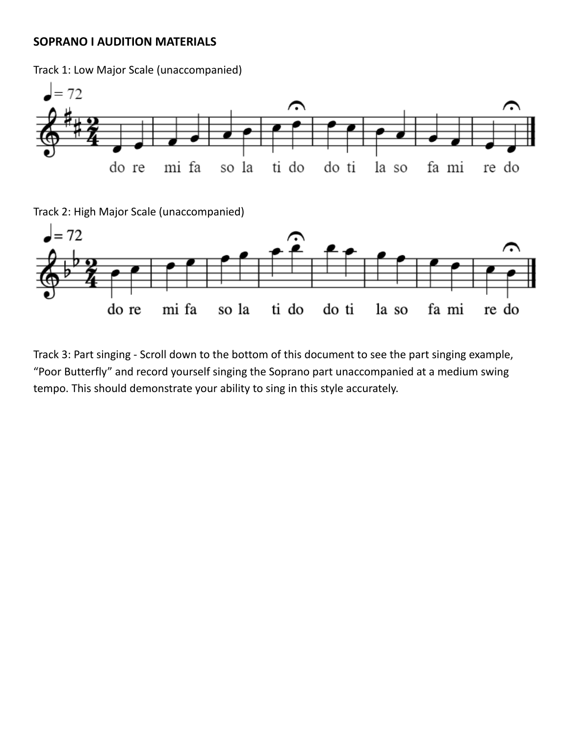**SOPRANO I AUDITION MATERIALS**

Track 1: Low Major Scale (unaccompanied)

do re mi fa so la ti do do ti la so fa mi re do

Track 2: High Major Scale (unaccompanied)

do re mi fa so la ti do do ti la so fa mi re do

Track 3: Part singing - Scroll down to the bottom of this document to see the part singing example, "Poor Butterfly" and record yourself singing the Soprano part unaccompanied at a medium swing tempo. This should demonstrate your ability to sing in this style accurately.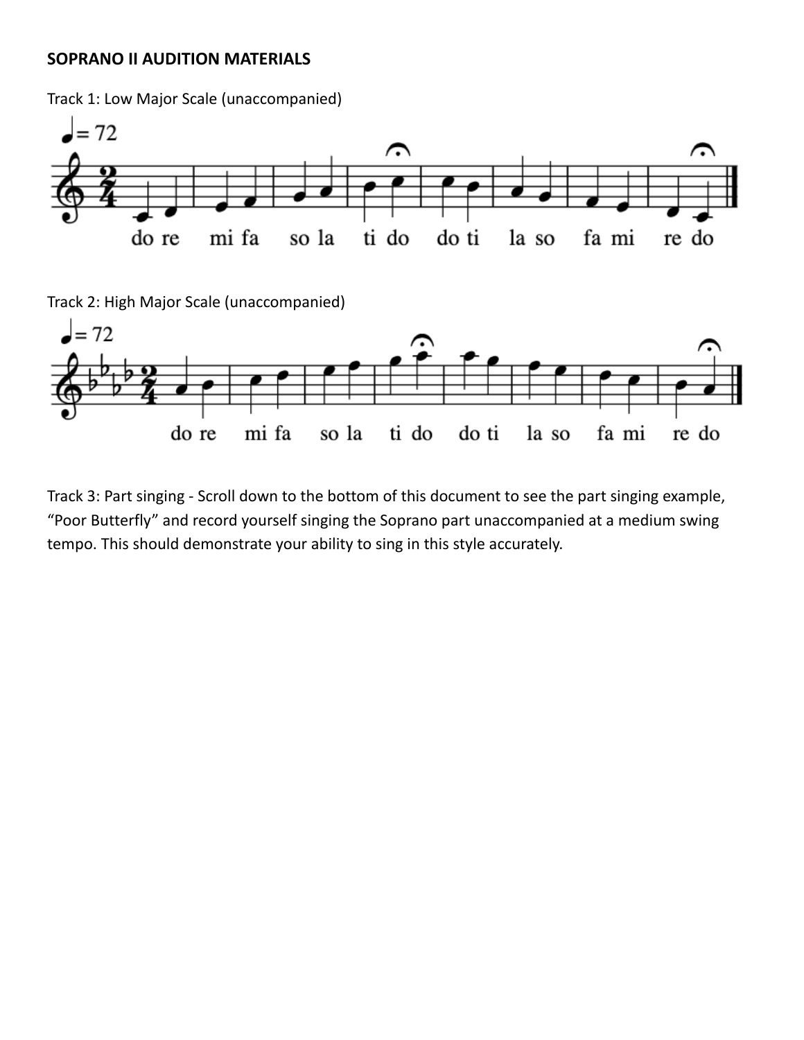**SOPRANO II AUDITION MATERIALS**

Track 1: Low Major Scale (unaccompanied)

♩= 72

do re mi fa so la ti do do ti la so fa mi re do

Track 2: High Major Scale (unaccompanied)

♩= 72

do re mi fa so la ti do do ti la so fa mi re do

Track 3: Part singing - Scroll down to the bottom of this document to see the part singing example, "Poor Butterfly" and record yourself singing the Soprano part unaccompanied at a medium swing tempo. This should demonstrate your ability to sing in this style accurately.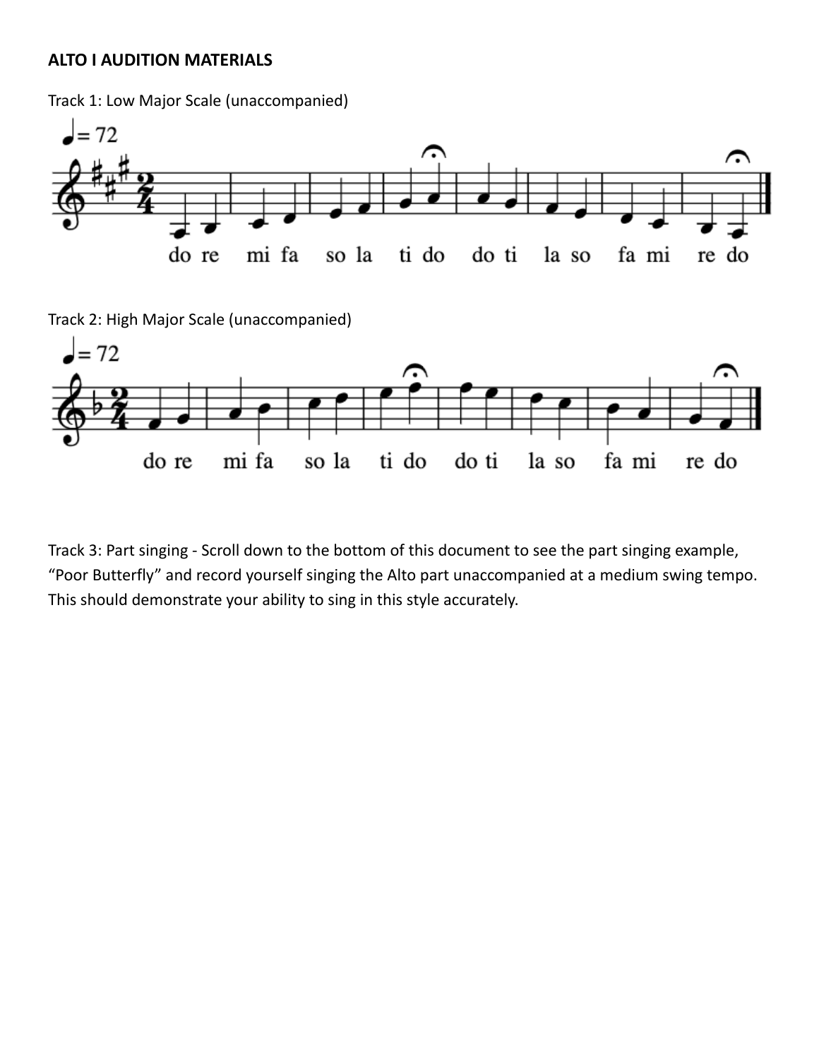**ALTO I AUDITION MATERIALS**

Track 1: Low Major Scale (unaccompanied)

do re mi fa so la ti do do ti la so fa mi re do

Track 2: High Major Scale (unaccompanied)

do re mi fa so la ti do do ti la so fa mi re do

Track 3: Part singing - Scroll down to the bottom of this document to see the part singing example, "Poor Butterfly" and record yourself singing the Alto part unaccompanied at a medium swing tempo. This should demonstrate your ability to sing in this style accurately.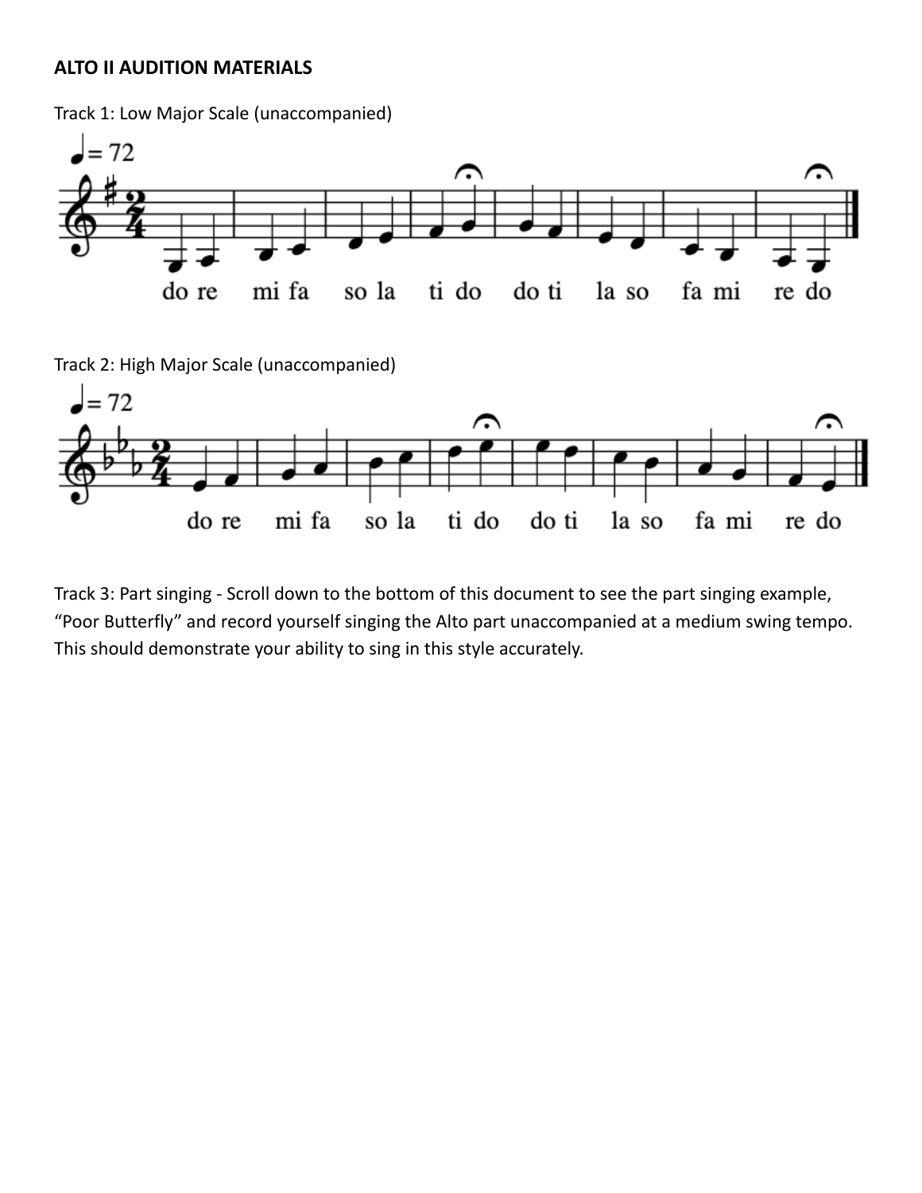**ALTO II AUDITION MATERIALS**

Track 1: Low Major Scale (unaccompanied)

do re mi fa so la ti do do ti la so fa mi re do

Track 2: High Major Scale (unaccompanied)

do re mi fa so la ti do do ti la so fa mi re do

Track 3: Part singing - Scroll down to the bottom of this document to see the part singing example, "Poor Butterfly" and record yourself singing the Alto part unaccompanied at a medium swing tempo. This should demonstrate your ability to sing in this style accurately.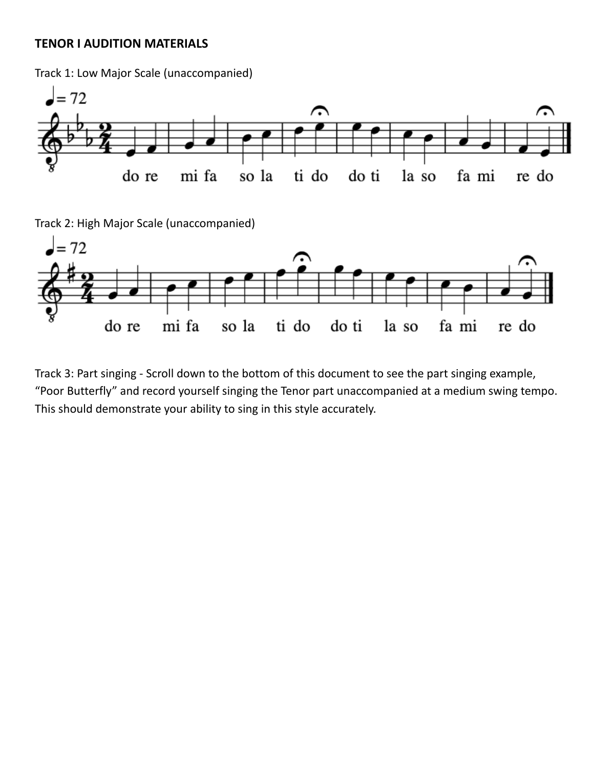**TENOR I AUDITION MATERIALS**

Track 1: Low Major Scale (unaccompanied)

Track 2: High Major Scale (unaccompanied)

Track 3: Part singing - Scroll down to the bottom of this document to see the part singing example, “Poor Butterfly” and record yourself singing the Tenor part unaccompanied at a medium swing tempo. This should demonstrate your ability to sing in this style accurately.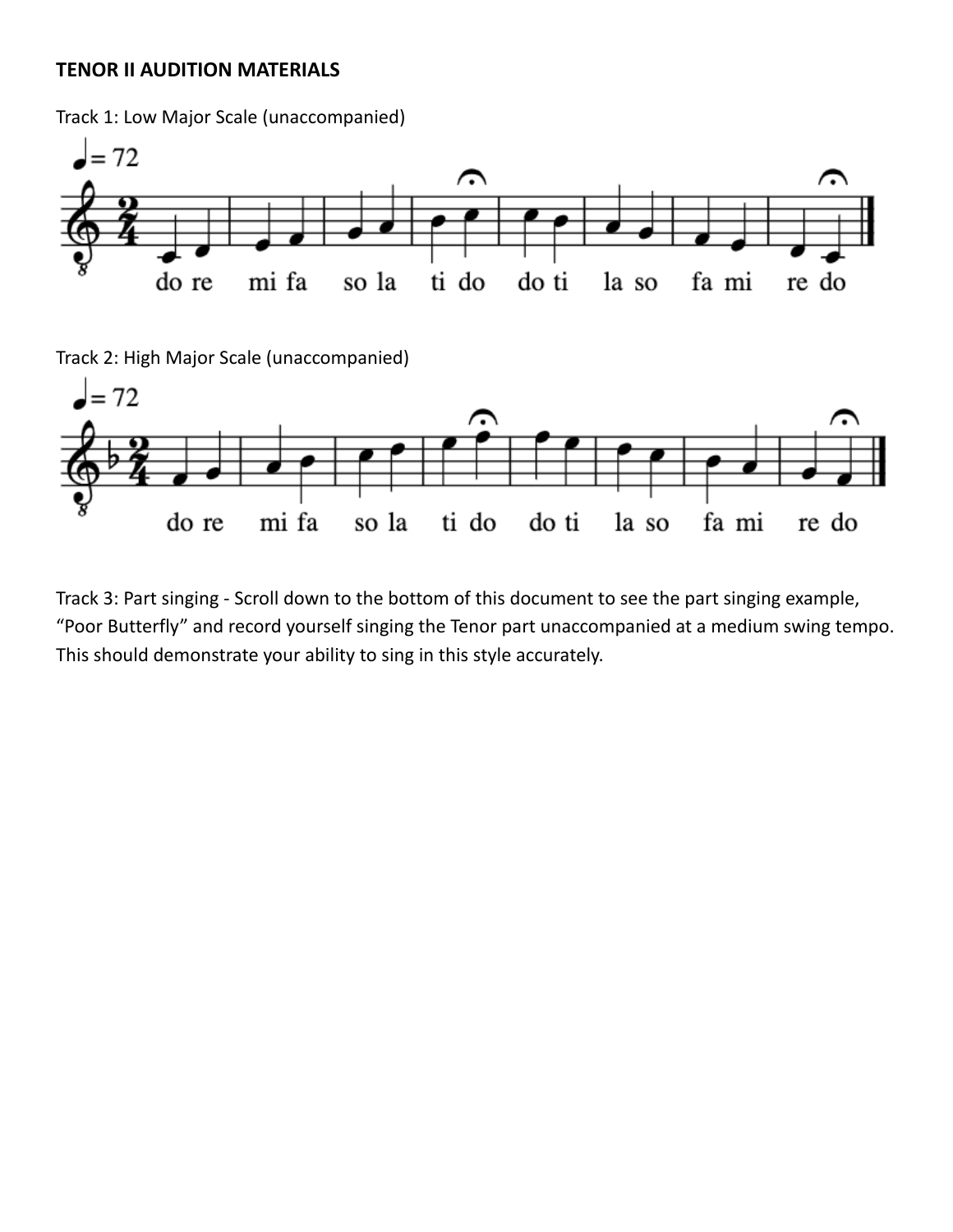**TENOR II AUDITION MATERIALS**

Track 1: Low Major Scale (unaccompanied)

♩= 72

do re mi fa so la ti do do ti la so fa mi re do

Track 2: High Major Scale (unaccompanied)

♩= 72

do re mi fa so la ti do do ti la so fa mi re do

Track 3: Part singing - Scroll down to the bottom of this document to see the part singing example, "Poor Butterfly" and record yourself singing the Tenor part unaccompanied at a medium swing tempo. This should demonstrate your ability to sing in this style accurately.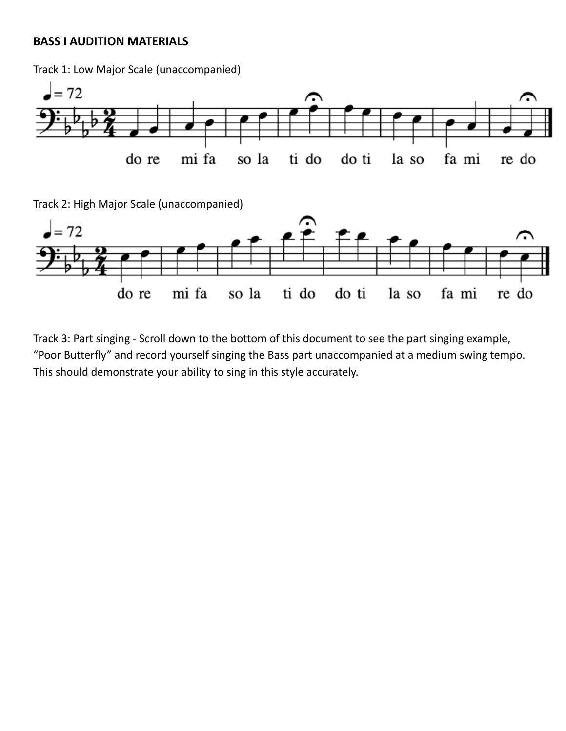**BASS I AUDITION MATERIALS**

Track 1: Low Major Scale (unaccompanied)

do re mi fa so la ti do do ti la so fa mi re do

Track 2: High Major Scale (unaccompanied)

do re mi fa so la ti do do ti la so fa mi re do

Track 3: Part singing - Scroll down to the bottom of this document to see the part singing example, "Poor Butterfly" and record yourself singing the Bass part unaccompanied at a medium swing tempo. This should demonstrate your ability to sing in this style accurately.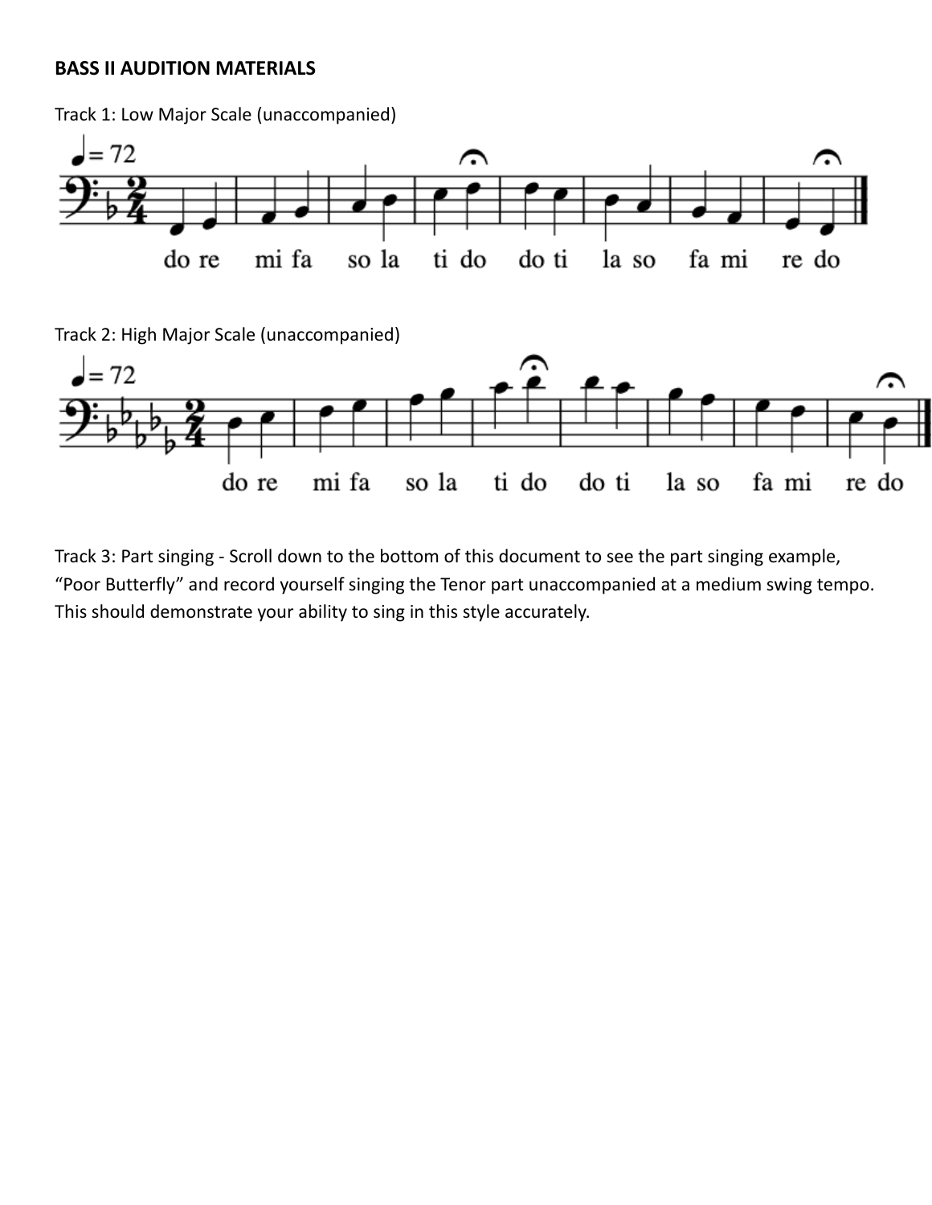**BASS II AUDITION MATERIALS**

Track 1: Low Major Scale (unaccompanied)

do re mi fa so la ti do do ti la so fa mi re do

Track 2: High Major Scale (unaccompanied)

do re mi fa so la ti do do ti la so fa mi re do

Track 3: Part singing - Scroll down to the bottom of this document to see the part singing example, "Poor Butterfly" and record yourself singing the Tenor part unaccompanied at a medium swing tempo. This should demonstrate your ability to sing in this style accurately.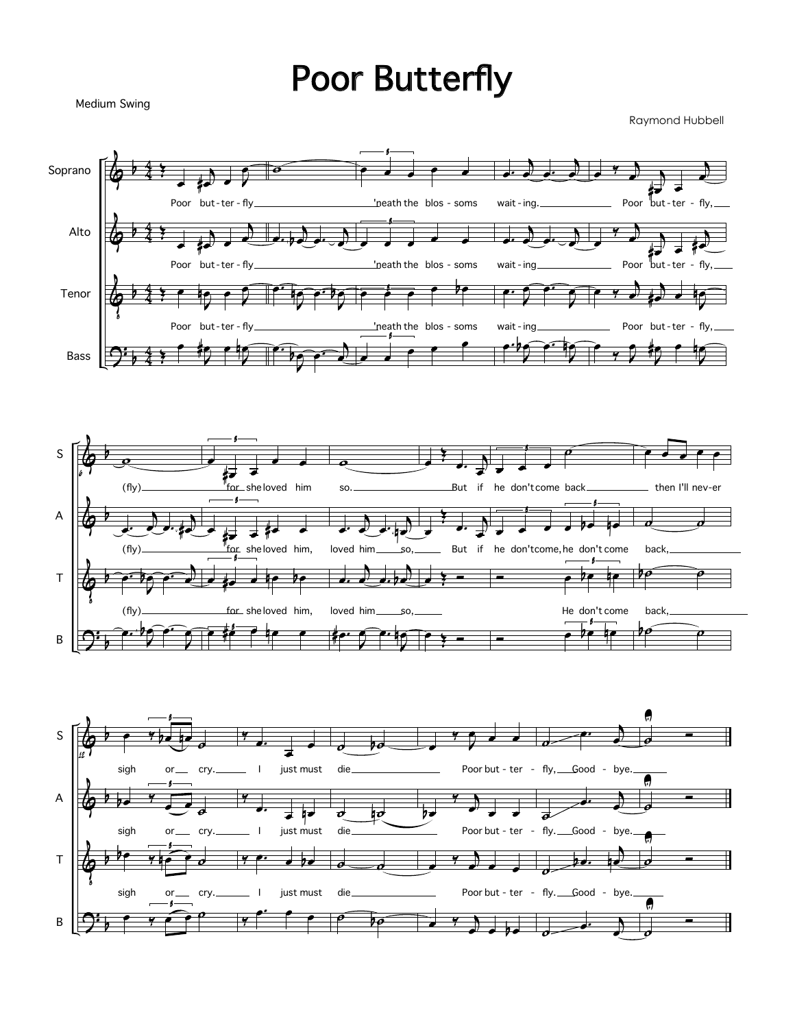# Poor Butterfly

Medium Swing

Raymond Hubbell